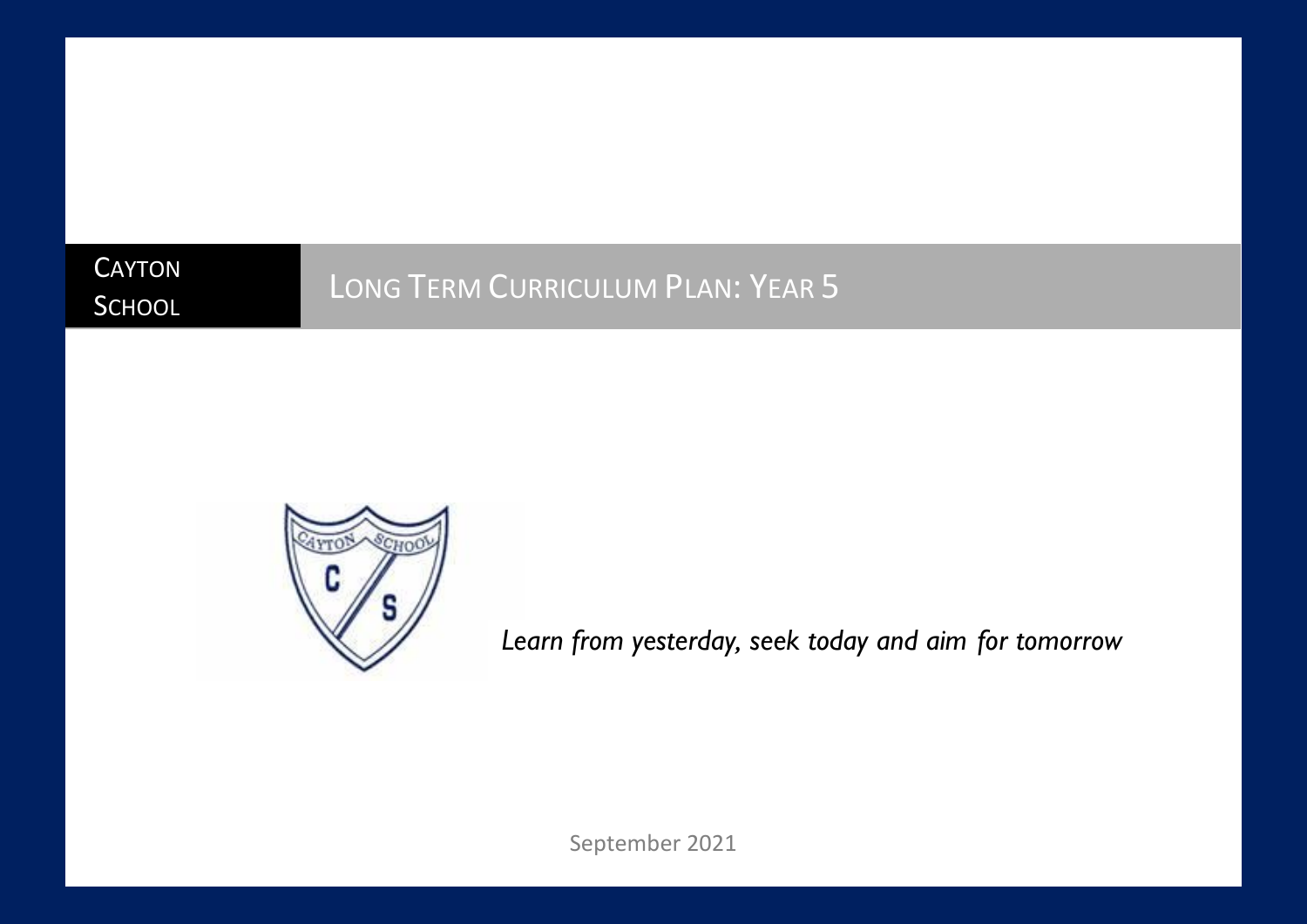CAYTON SCHOOL

# LONG TERM CURRICULUM PLAN: YEAR 5

*Learn from yesterday, seek today and aim for tomorrow*

September 2021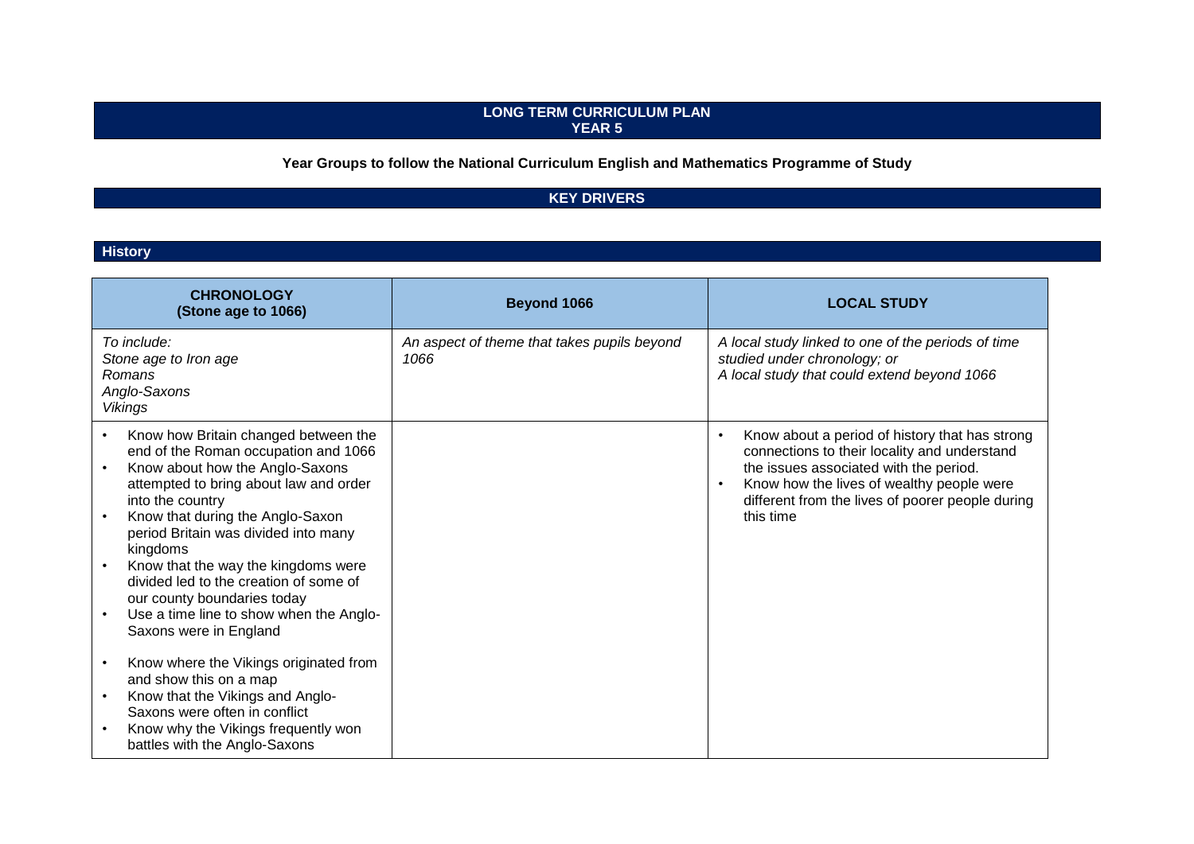# LONG TERM CURRICULUM PLAN
## YEAR 5

**Year Groups to follow the National Curriculum English and Mathematics Programme of Study**

## KEY DRIVERS

### History

| **CHRONOLOGY (Stone age to 1066)** | **Beyond 1066** | **LOCAL STUDY** |
|---|---|---|
| *To include:*<br>*Stone age to Iron age*<br>*Romans*<br>*Anglo-Saxons*<br>*Vikings* | *An aspect of theme that takes pupils beyond 1066* | *A local study linked to one of the periods of time studied under chronology; or*<br>*A local study that could extend beyond 1066* |
| • Know how Britain changed between the end of the Roman occupation and 1066<br>• Know about how the Anglo-Saxons attempted to bring about law and order into the country<br>• Know that during the Anglo-Saxon period Britain was divided into many kingdoms<br>• Know that the way the kingdoms were divided led to the creation of some of our county boundaries today<br>• Use a time line to show when the Anglo-Saxons were in England<br><br>• Know where the Vikings originated from and show this on a map<br>• Know that the Vikings and Anglo-Saxons were often in conflict<br>• Know why the Vikings frequently won battles with the Anglo-Saxons | | • Know about a period of history that has strong connections to their locality and understand the issues associated with the period.<br>• Know how the lives of wealthy people were different from the lives of poorer people during this time |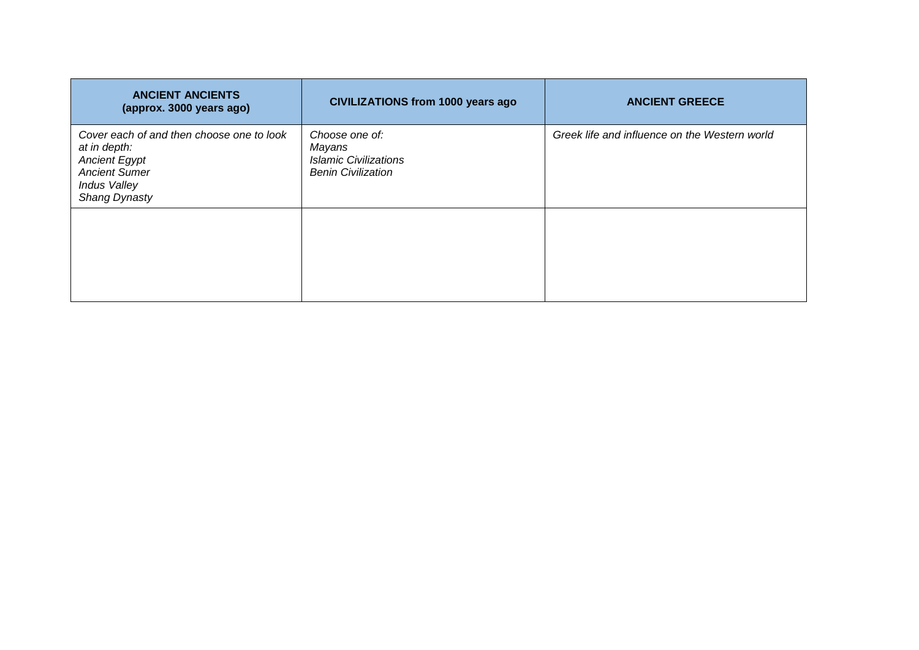| **ANCIENT ANCIENTS (approx. 3000 years ago)** | **CIVILIZATIONS from 1000 years ago** | **ANCIENT GREECE** |
| --- | --- | --- |
| *Cover each of and then choose one to look at in depth:*<br>*Ancient Egypt*<br>*Ancient Sumer*<br>*Indus Valley*<br>*Shang Dynasty* | *Choose one of:*<br>*Mayans*<br>*Islamic Civilizations*<br>*Benin Civilization* | *Greek life and influence on the Western world* |
| | | |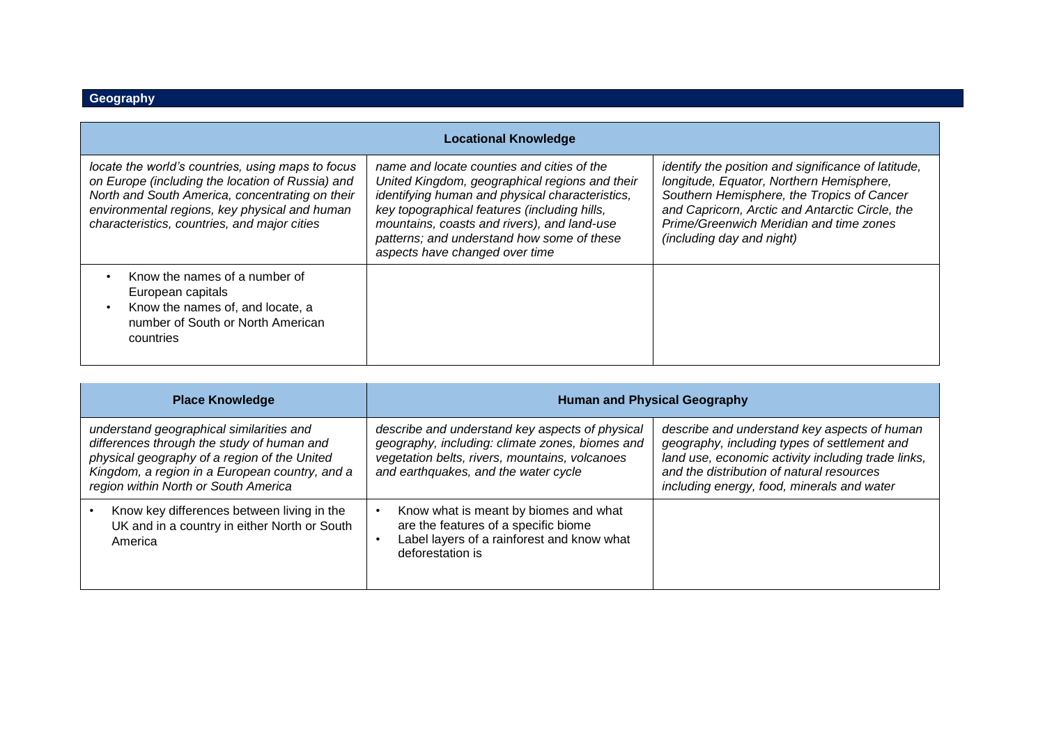## Geography

| Locational Knowledge | | |
|---|---|---|
| *locate the world's countries, using maps to focus on Europe (including the location of Russia) and North and South America, concentrating on their environmental regions, key physical and human characteristics, countries, and major cities* | *name and locate counties and cities of the United Kingdom, geographical regions and their identifying human and physical characteristics, key topographical features (including hills, mountains, coasts and rivers), and land-use patterns; and understand how some of these aspects have changed over time* | *identify the position and significance of latitude, longitude, Equator, Northern Hemisphere, Southern Hemisphere, the Tropics of Cancer and Capricorn, Arctic and Antarctic Circle, the Prime/Greenwich Meridian and time zones (including day and night)* |
| • Know the names of a number of European capitals<br>• Know the names of, and locate, a number of South or North American countries | | |

| Place Knowledge | Human and Physical Geography | |
|---|---|---|
| *understand geographical similarities and differences through the study of human and physical geography of a region of the United Kingdom, a region in a European country, and a region within North or South America* | *describe and understand key aspects of physical geography, including: climate zones, biomes and vegetation belts, rivers, mountains, volcanoes and earthquakes, and the water cycle* | *describe and understand key aspects of human geography, including types of settlement and land use, economic activity including trade links, and the distribution of natural resources including energy, food, minerals and water* |
| • Know key differences between living in the UK and in a country in either North or South America | • Know what is meant by biomes and what are the features of a specific biome<br>• Label layers of a rainforest and know what deforestation is | |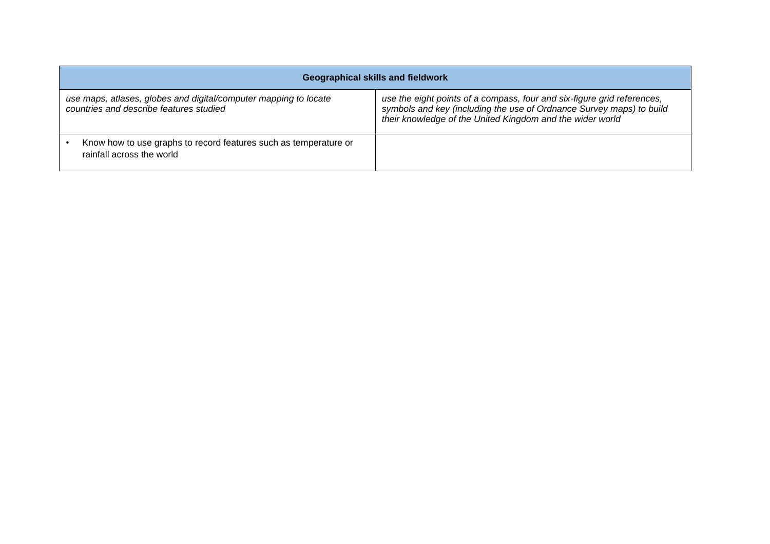| Geographical skills and fieldwork | |
|---|---|
| *use maps, atlases, globes and digital/computer mapping to locate countries and describe features studied* | *use the eight points of a compass, four and six-figure grid references, symbols and key (including the use of Ordnance Survey maps) to build their knowledge of the United Kingdom and the wider world* |
| • Know how to use graphs to record features such as temperature or rainfall across the world | |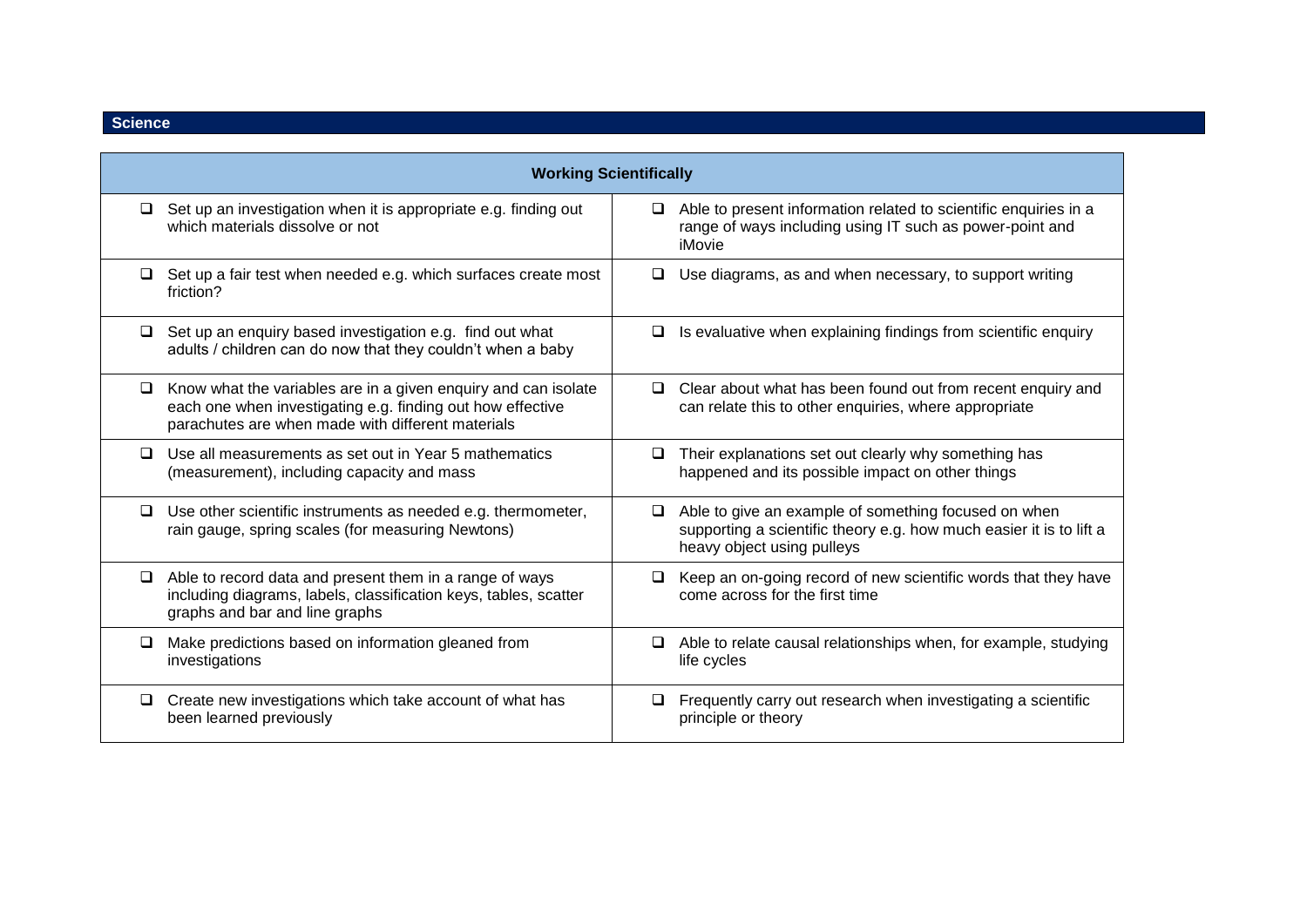## Science

| Working Scientifically | |
|---|---|
| ❑ Set up an investigation when it is appropriate e.g. finding out which materials dissolve or not | ❑ Able to present information related to scientific enquiries in a range of ways including using IT such as power-point and iMovie |
| ❑ Set up a fair test when needed e.g. which surfaces create most friction? | ❑ Use diagrams, as and when necessary, to support writing |
| ❑ Set up an enquiry based investigation e.g. find out what adults / children can do now that they couldn't when a baby | ❑ Is evaluative when explaining findings from scientific enquiry |
| ❑ Know what the variables are in a given enquiry and can isolate each one when investigating e.g. finding out how effective parachutes are when made with different materials | ❑ Clear about what has been found out from recent enquiry and can relate this to other enquiries, where appropriate |
| ❑ Use all measurements as set out in Year 5 mathematics (measurement), including capacity and mass | ❑ Their explanations set out clearly why something has happened and its possible impact on other things |
| ❑ Use other scientific instruments as needed e.g. thermometer, rain gauge, spring scales (for measuring Newtons) | ❑ Able to give an example of something focused on when supporting a scientific theory e.g. how much easier it is to lift a heavy object using pulleys |
| ❑ Able to record data and present them in a range of ways including diagrams, labels, classification keys, tables, scatter graphs and bar and line graphs | ❑ Keep an on-going record of new scientific words that they have come across for the first time |
| ❑ Make predictions based on information gleaned from investigations | ❑ Able to relate causal relationships when, for example, studying life cycles |
| ❑ Create new investigations which take account of what has been learned previously | ❑ Frequently carry out research when investigating a scientific principle or theory |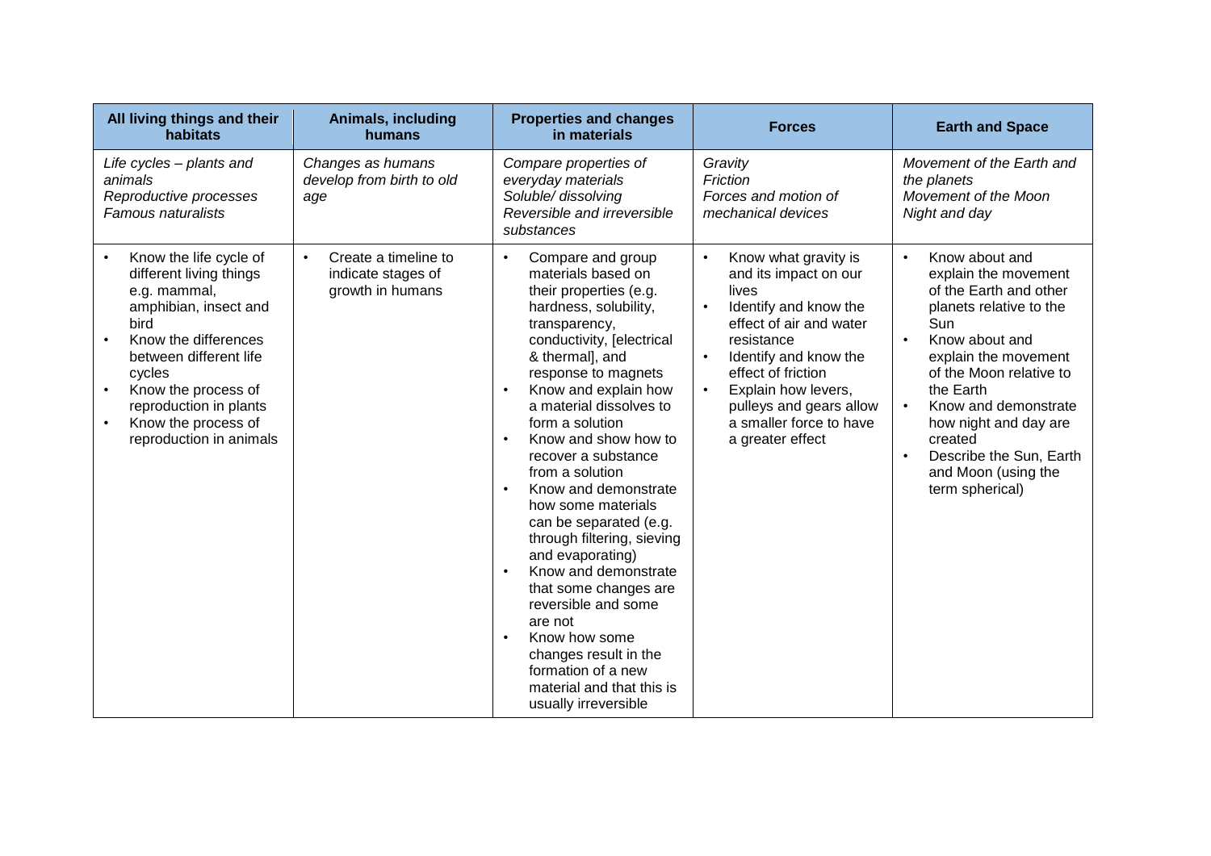| All living things and their habitats | Animals, including humans | Properties and changes in materials | Forces | Earth and Space |
|---|---|---|---|---|
| *Life cycles – plants and animals*<br>*Reproductive processes*<br>*Famous naturalists* | *Changes as humans develop from birth to old age* | *Compare properties of everyday materials*<br>*Soluble/ dissolving*<br>*Reversible and irreversible substances* | *Gravity*<br>*Friction*<br>*Forces and motion of mechanical devices* | *Movement of the Earth and the planets*<br>*Movement of the Moon*<br>*Night and day* |
| • Know the life cycle of different living things e.g. mammal, amphibian, insect and bird<br>• Know the differences between different life cycles<br>• Know the process of reproduction in plants<br>• Know the process of reproduction in animals | • Create a timeline to indicate stages of growth in humans | • Compare and group materials based on their properties (e.g. hardness, solubility, transparency, conductivity, [electrical & thermal], and response to magnets<br>• Know and explain how a material dissolves to form a solution<br>• Know and show how to recover a substance from a solution<br>• Know and demonstrate how some materials can be separated (e.g. through filtering, sieving and evaporating)<br>• Know and demonstrate that some changes are reversible and some are not<br>• Know how some changes result in the formation of a new material and that this is usually irreversible | • Know what gravity is and its impact on our lives<br>• Identify and know the effect of air and water resistance<br>• Identify and know the effect of friction<br>• Explain how levers, pulleys and gears allow a smaller force to have a greater effect | • Know about and explain the movement of the Earth and other planets relative to the Sun<br>• Know about and explain the movement of the Moon relative to the Earth<br>• Know and demonstrate how night and day are created<br>• Describe the Sun, Earth and Moon (using the term spherical) |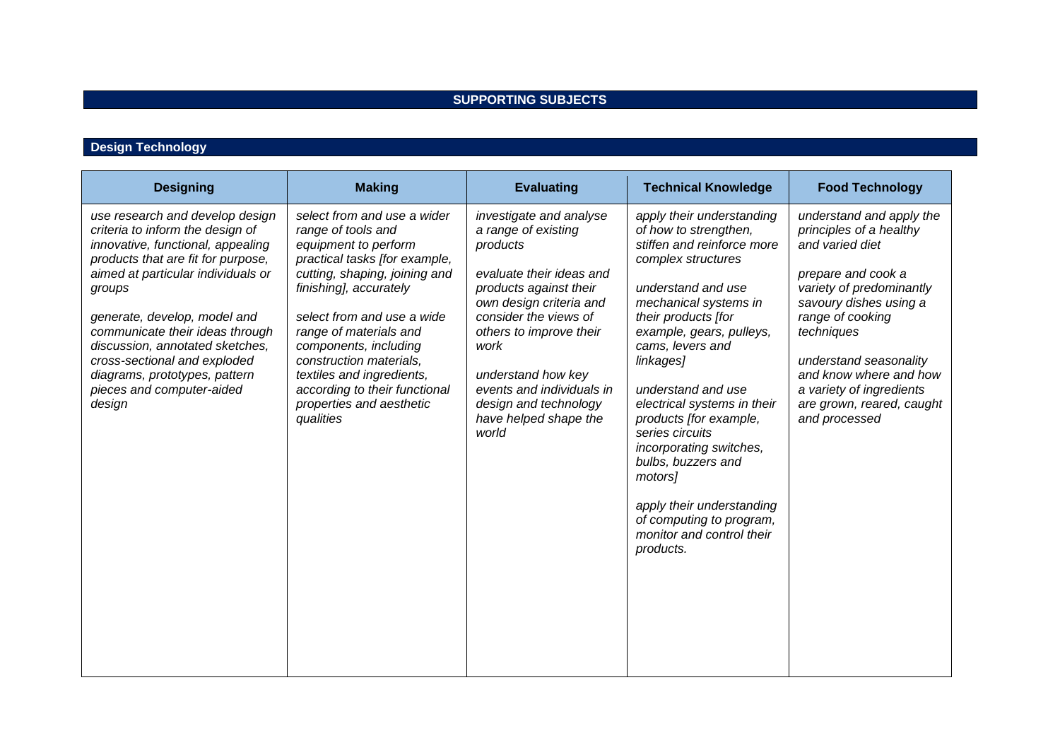## SUPPORTING SUBJECTS

### Design Technology

| Designing | Making | Evaluating | Technical Knowledge | Food Technology |
|---|---|---|---|---|
| *use research and develop design criteria to inform the design of innovative, functional, appealing products that are fit for purpose, aimed at particular individuals or groups*<br><br>*generate, develop, model and communicate their ideas through discussion, annotated sketches, cross-sectional and exploded diagrams, prototypes, pattern pieces and computer-aided design* | *select from and use a wider range of tools and equipment to perform practical tasks [for example, cutting, shaping, joining and finishing], accurately*<br><br>*select from and use a wide range of materials and components, including construction materials, textiles and ingredients, according to their functional properties and aesthetic qualities* | *investigate and analyse a range of existing products*<br><br>*evaluate their ideas and products against their own design criteria and consider the views of others to improve their work*<br><br>*understand how key events and individuals in design and technology have helped shape the world* | *apply their understanding of how to strengthen, stiffen and reinforce more complex structures*<br><br>*understand and use mechanical systems in their products [for example, gears, pulleys, cams, levers and linkages]*<br><br>*understand and use electrical systems in their products [for example, series circuits incorporating switches, bulbs, buzzers and motors]*<br><br>*apply their understanding of computing to program, monitor and control their products.* | *understand and apply the principles of a healthy and varied diet*<br><br>*prepare and cook a variety of predominantly savoury dishes using a range of cooking techniques*<br><br>*understand seasonality and know where and how a variety of ingredients are grown, reared, caught and processed* |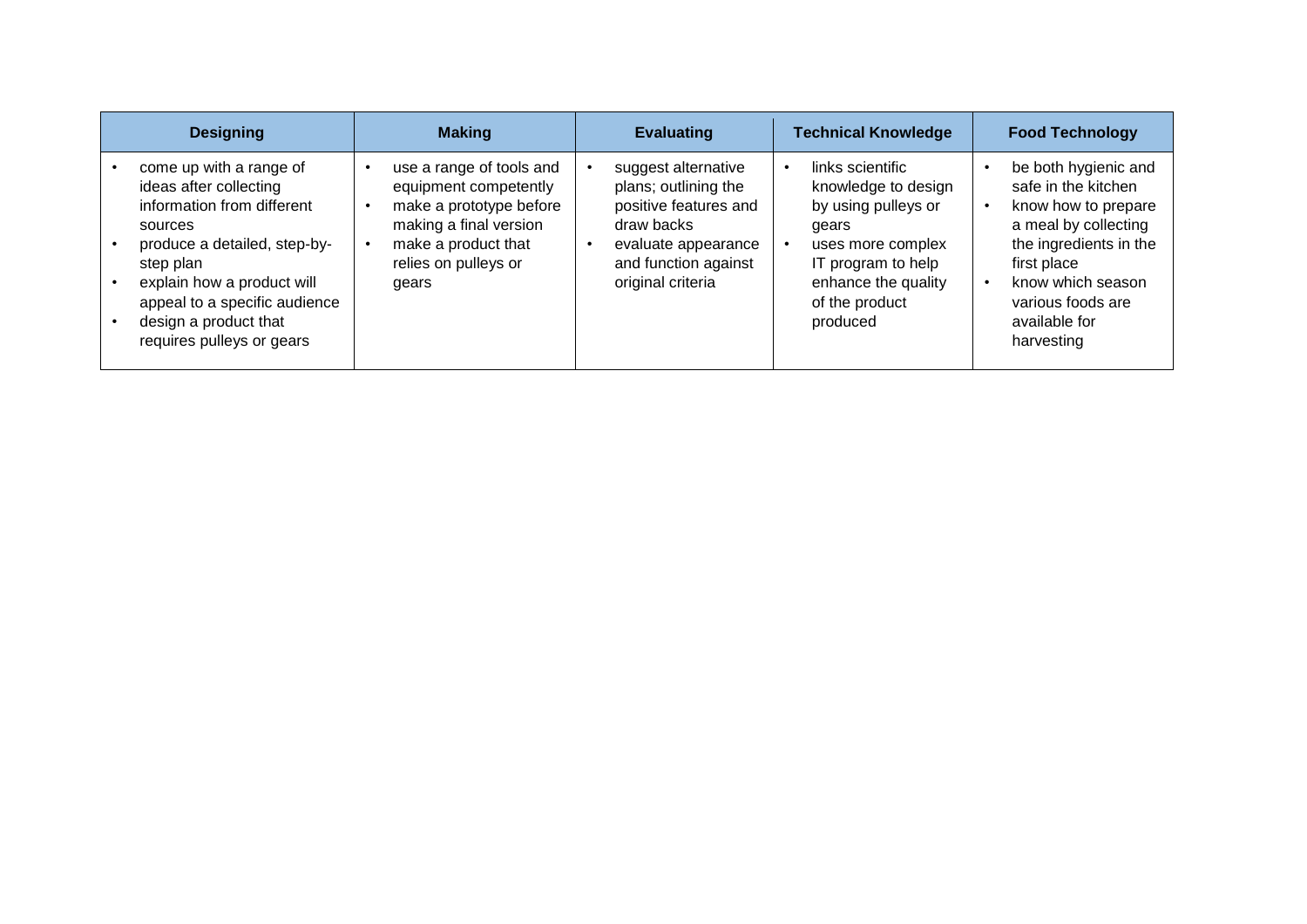| Designing | Making | Evaluating | Technical Knowledge | Food Technology |
|---|---|---|---|---|
| • come up with a range of ideas after collecting information from different sources<br>• produce a detailed, step-by-step plan<br>• explain how a product will appeal to a specific audience<br>• design a product that requires pulleys or gears | • use a range of tools and equipment competently<br>• make a prototype before making a final version<br>• make a product that relies on pulleys or gears | • suggest alternative plans; outlining the positive features and draw backs<br>• evaluate appearance and function against original criteria | • links scientific knowledge to design by using pulleys or gears<br>• uses more complex IT program to help enhance the quality of the product produced | • be both hygienic and safe in the kitchen<br>• know how to prepare a meal by collecting the ingredients in the first place<br>• know which season various foods are available for harvesting |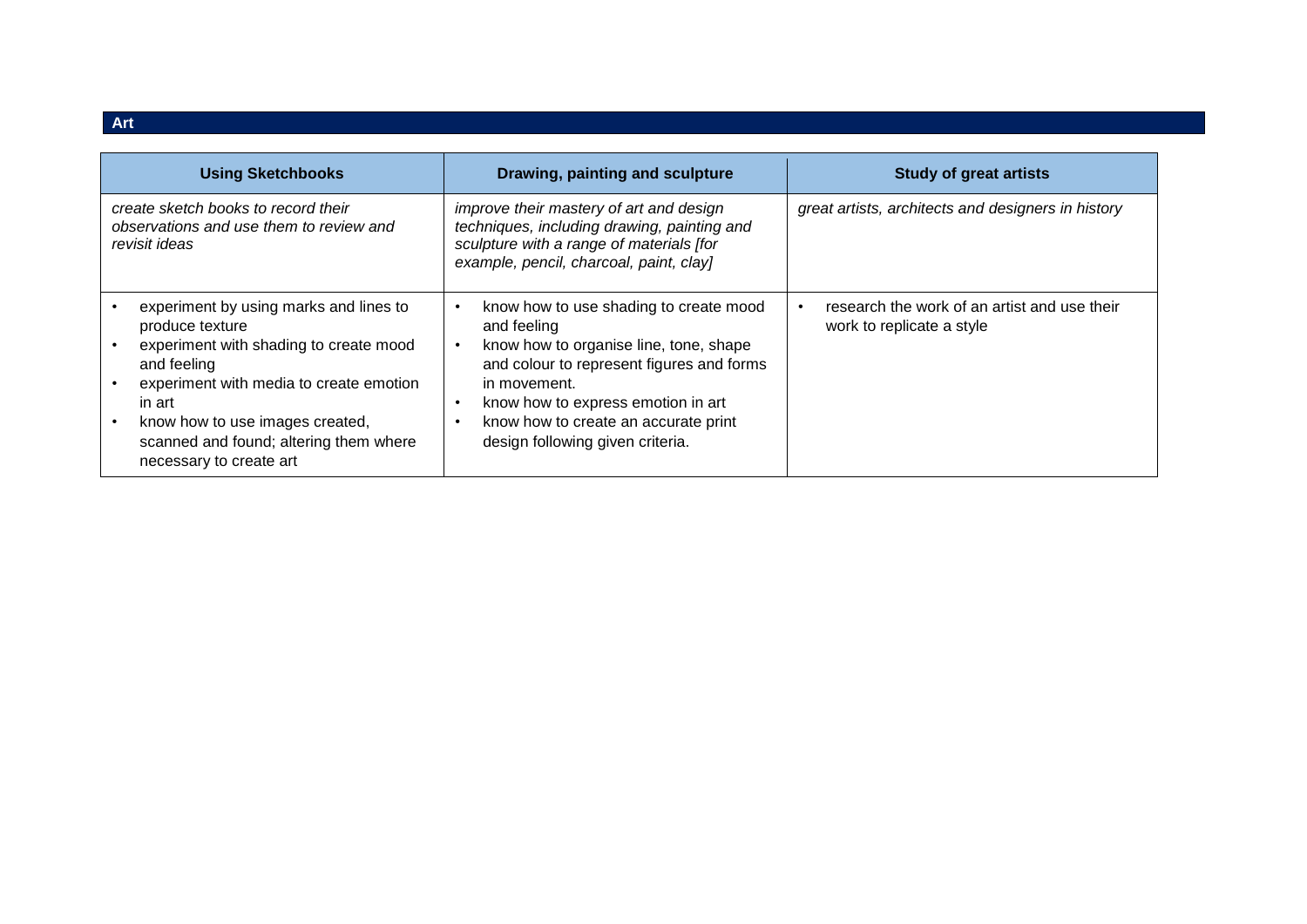## Art

| Using Sketchbooks | Drawing, painting and sculpture | Study of great artists |
|---|---|---|
| *create sketch books to record their observations and use them to review and revisit ideas* | *improve their mastery of art and design techniques, including drawing, painting and sculpture with a range of materials [for example, pencil, charcoal, paint, clay]* | *great artists, architects and designers in history* |
| • experiment by using marks and lines to produce texture<br>• experiment with shading to create mood and feeling<br>• experiment with media to create emotion in art<br>• know how to use images created, scanned and found; altering them where necessary to create art | • know how to use shading to create mood and feeling<br>• know how to organise line, tone, shape and colour to represent figures and forms in movement.<br>• know how to express emotion in art<br>• know how to create an accurate print design following given criteria. | • research the work of an artist and use their work to replicate a style |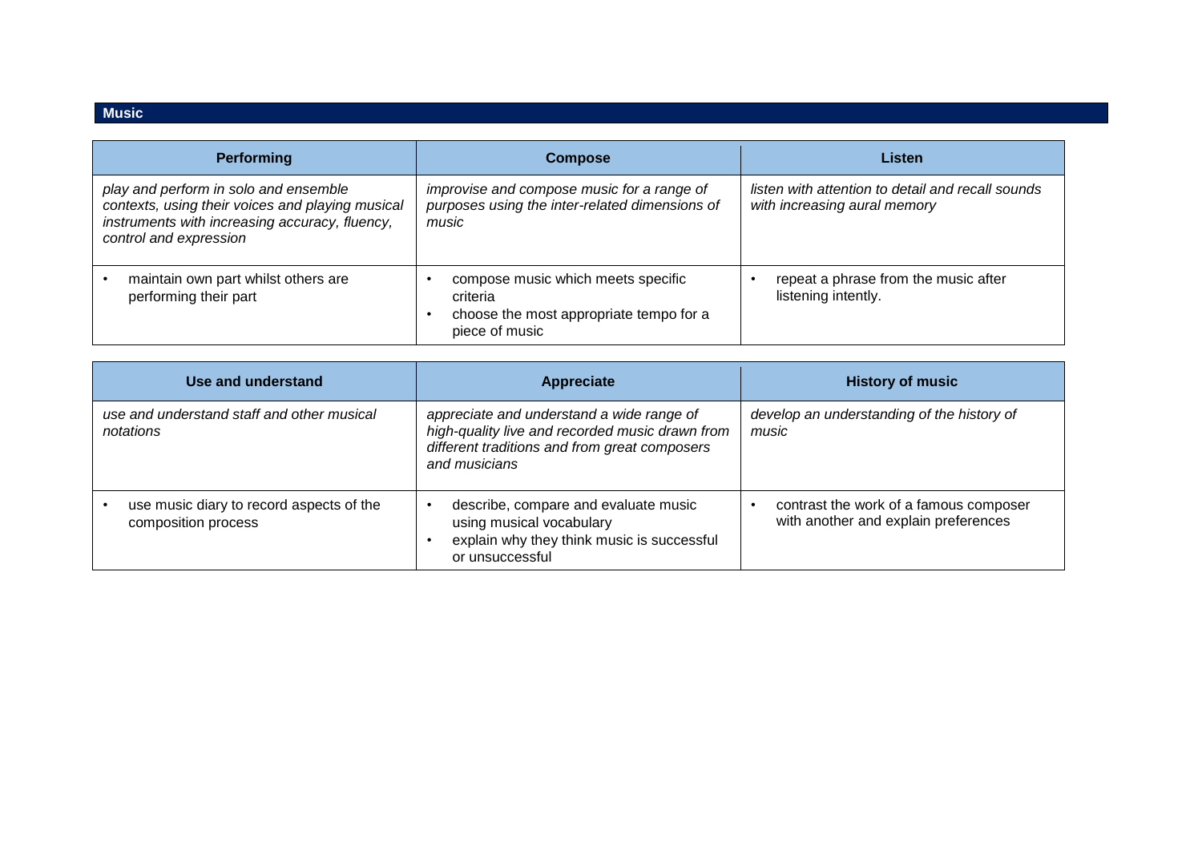## Music

| Performing | Compose | Listen |
|---|---|---|
| *play and perform in solo and ensemble contexts, using their voices and playing musical instruments with increasing accuracy, fluency, control and expression* | *improvise and compose music for a range of purposes using the inter-related dimensions of music* | *listen with attention to detail and recall sounds with increasing aural memory* |
| • maintain own part whilst others are performing their part | • compose music which meets specific criteria<br>• choose the most appropriate tempo for a piece of music | • repeat a phrase from the music after listening intently. |

| Use and understand | Appreciate | History of music |
|---|---|---|
| *use and understand staff and other musical notations* | *appreciate and understand a wide range of high-quality live and recorded music drawn from different traditions and from great composers and musicians* | *develop an understanding of the history of music* |
| • use music diary to record aspects of the composition process | • describe, compare and evaluate music using musical vocabulary<br>• explain why they think music is successful or unsuccessful | • contrast the work of a famous composer with another and explain preferences |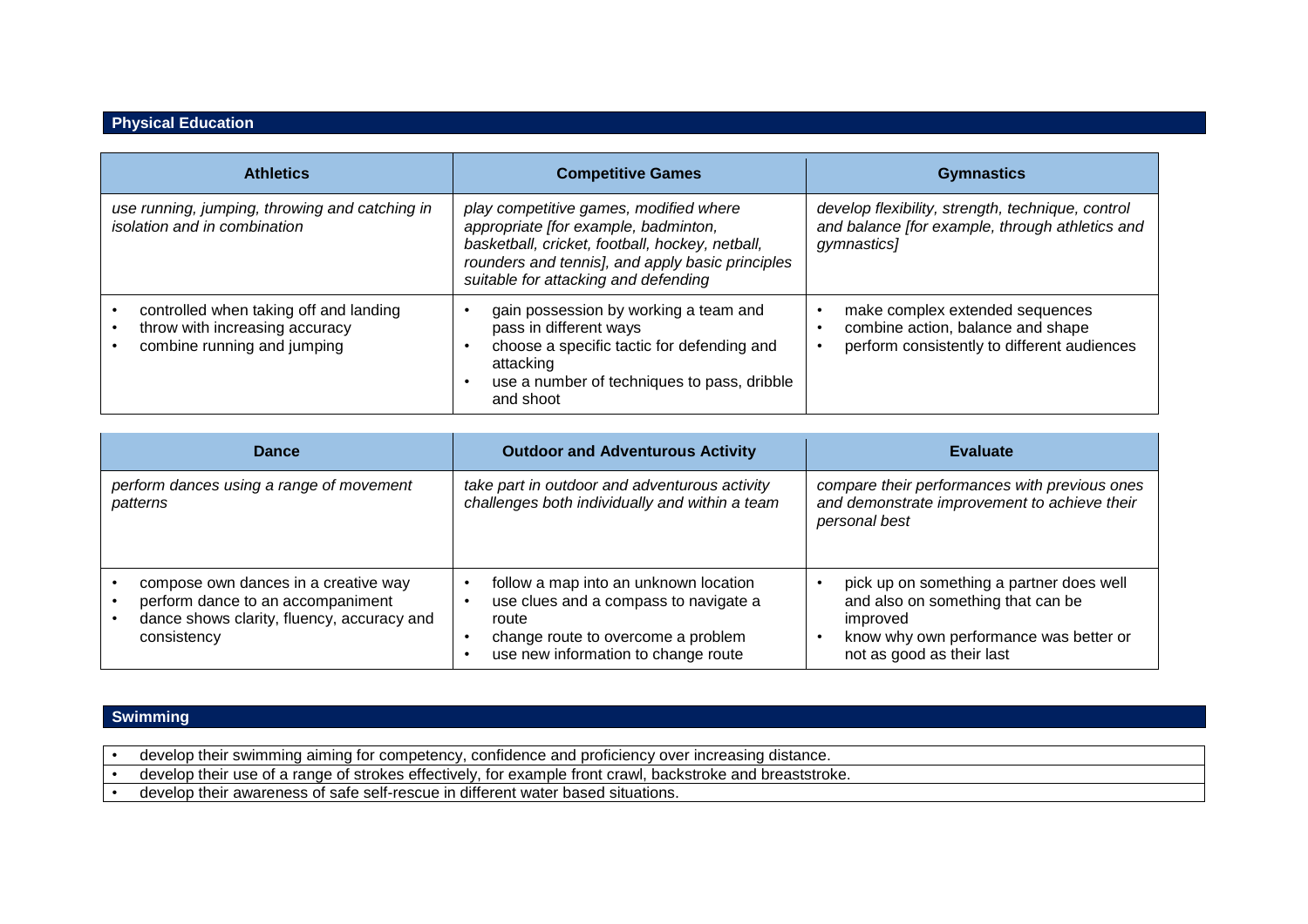## Physical Education

| Athletics | Competitive Games | Gymnastics |
| --- | --- | --- |
| *use running, jumping, throwing and catching in isolation and in combination* | *play competitive games, modified where appropriate [for example, badminton, basketball, cricket, football, hockey, netball, rounders and tennis], and apply basic principles suitable for attacking and defending* | *develop flexibility, strength, technique, control and balance [for example, through athletics and gymnastics]* |
| • controlled when taking off and landing<br>• throw with increasing accuracy<br>• combine running and jumping | • gain possession by working a team and pass in different ways<br>• choose a specific tactic for defending and attacking<br>• use a number of techniques to pass, dribble and shoot | • make complex extended sequences<br>• combine action, balance and shape<br>• perform consistently to different audiences |

| Dance | Outdoor and Adventurous Activity | Evaluate |
| --- | --- | --- |
| *perform dances using a range of movement patterns* | *take part in outdoor and adventurous activity challenges both individually and within a team* | *compare their performances with previous ones and demonstrate improvement to achieve their personal best* |
| • compose own dances in a creative way<br>• perform dance to an accompaniment<br>• dance shows clarity, fluency, accuracy and consistency | • follow a map into an unknown location<br>• use clues and a compass to navigate a route<br>• change route to overcome a problem<br>• use new information to change route | • pick up on something a partner does well and also on something that can be improved<br>• know why own performance was better or not as good as their last |

## Swimming

- develop their swimming aiming for competency, confidence and proficiency over increasing distance.
- develop their use of a range of strokes effectively, for example front crawl, backstroke and breaststroke.
- develop their awareness of safe self-rescue in different water based situations.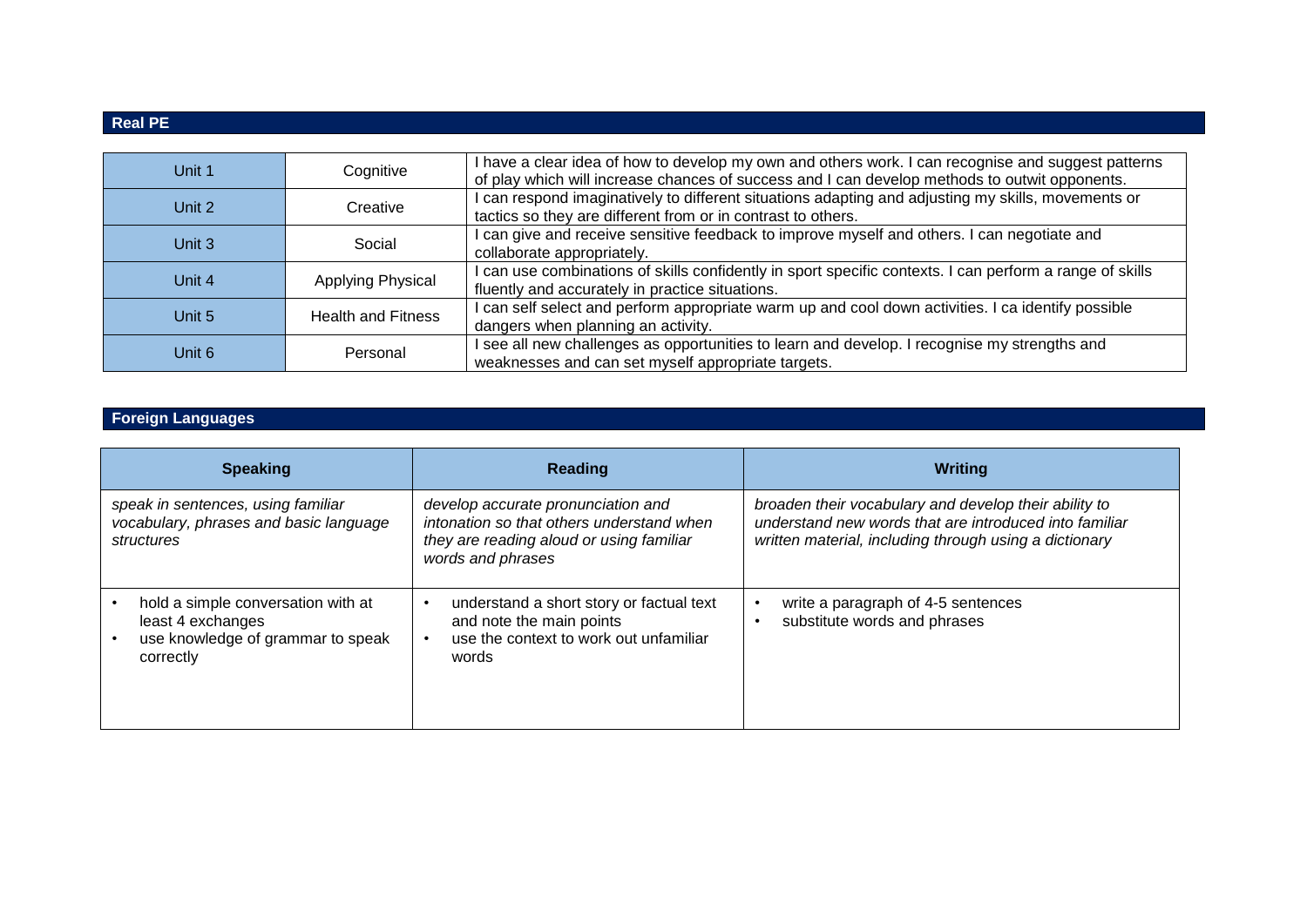## Real PE

| Unit | Area | Description |
|---|---|---|
| Unit 1 | Cognitive | I have a clear idea of how to develop my own and others work. I can recognise and suggest patterns of play which will increase chances of success and I can develop methods to outwit opponents. |
| Unit 2 | Creative | I can respond imaginatively to different situations adapting and adjusting my skills, movements or tactics so they are different from or in contrast to others. |
| Unit 3 | Social | I can give and receive sensitive feedback to improve myself and others. I can negotiate and collaborate appropriately. |
| Unit 4 | Applying Physical | I can use combinations of skills confidently in sport specific contexts. I can perform a range of skills fluently and accurately in practice situations. |
| Unit 5 | Health and Fitness | I can self select and perform appropriate warm up and cool down activities. I ca identify possible dangers when planning an activity. |
| Unit 6 | Personal | I see all new challenges as opportunities to learn and develop. I recognise my strengths and weaknesses and can set myself appropriate targets. |

## Foreign Languages

| Speaking | Reading | Writing |
|---|---|---|
| *speak in sentences, using familiar vocabulary, phrases and basic language structures* | *develop accurate pronunciation and intonation so that others understand when they are reading aloud or using familiar words and phrases* | *broaden their vocabulary and develop their ability to understand new words that are introduced into familiar written material, including through using a dictionary* |
| • hold a simple conversation with at least 4 exchanges<br>• use knowledge of grammar to speak correctly | • understand a short story or factual text and note the main points<br>• use the context to work out unfamiliar words | • write a paragraph of 4-5 sentences<br>• substitute words and phrases |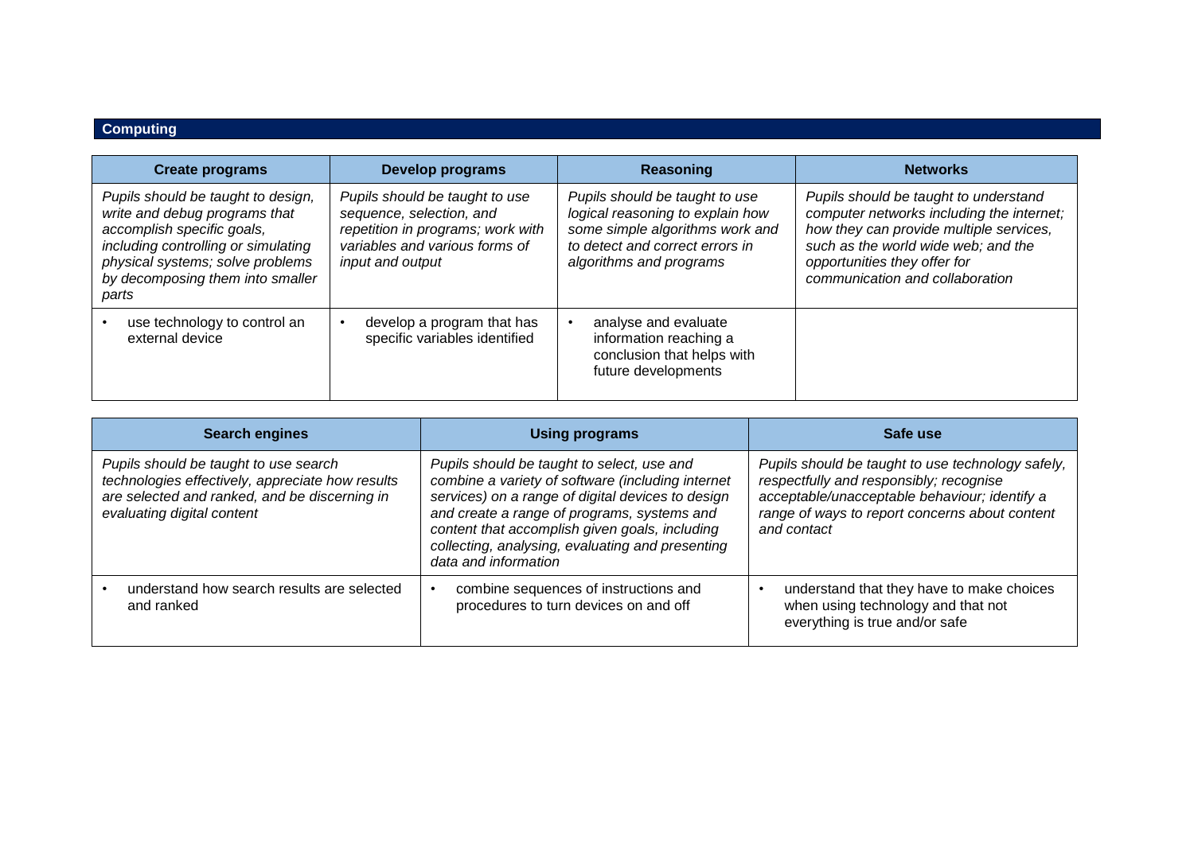## Computing

| Create programs | Develop programs | Reasoning | Networks |
|---|---|---|---|
| *Pupils should be taught to design, write and debug programs that accomplish specific goals, including controlling or simulating physical systems; solve problems by decomposing them into smaller parts* | *Pupils should be taught to use sequence, selection, and repetition in programs; work with variables and various forms of input and output* | *Pupils should be taught to use logical reasoning to explain how some simple algorithms work and to detect and correct errors in algorithms and programs* | *Pupils should be taught to understand computer networks including the internet; how they can provide multiple services, such as the world wide web; and the opportunities they offer for communication and collaboration* |
| • use technology to control an external device | • develop a program that has specific variables identified | • analyse and evaluate information reaching a conclusion that helps with future developments | |

| Search engines | Using programs | Safe use |
|---|---|---|
| *Pupils should be taught to use search technologies effectively, appreciate how results are selected and ranked, and be discerning in evaluating digital content* | *Pupils should be taught to select, use and combine a variety of software (including internet services) on a range of digital devices to design and create a range of programs, systems and content that accomplish given goals, including collecting, analysing, evaluating and presenting data and information* | *Pupils should be taught to use technology safely, respectfully and responsibly; recognise acceptable/unacceptable behaviour; identify a range of ways to report concerns about content and contact* |
| • understand how search results are selected and ranked | • combine sequences of instructions and procedures to turn devices on and off | • understand that they have to make choices when using technology and that not everything is true and/or safe |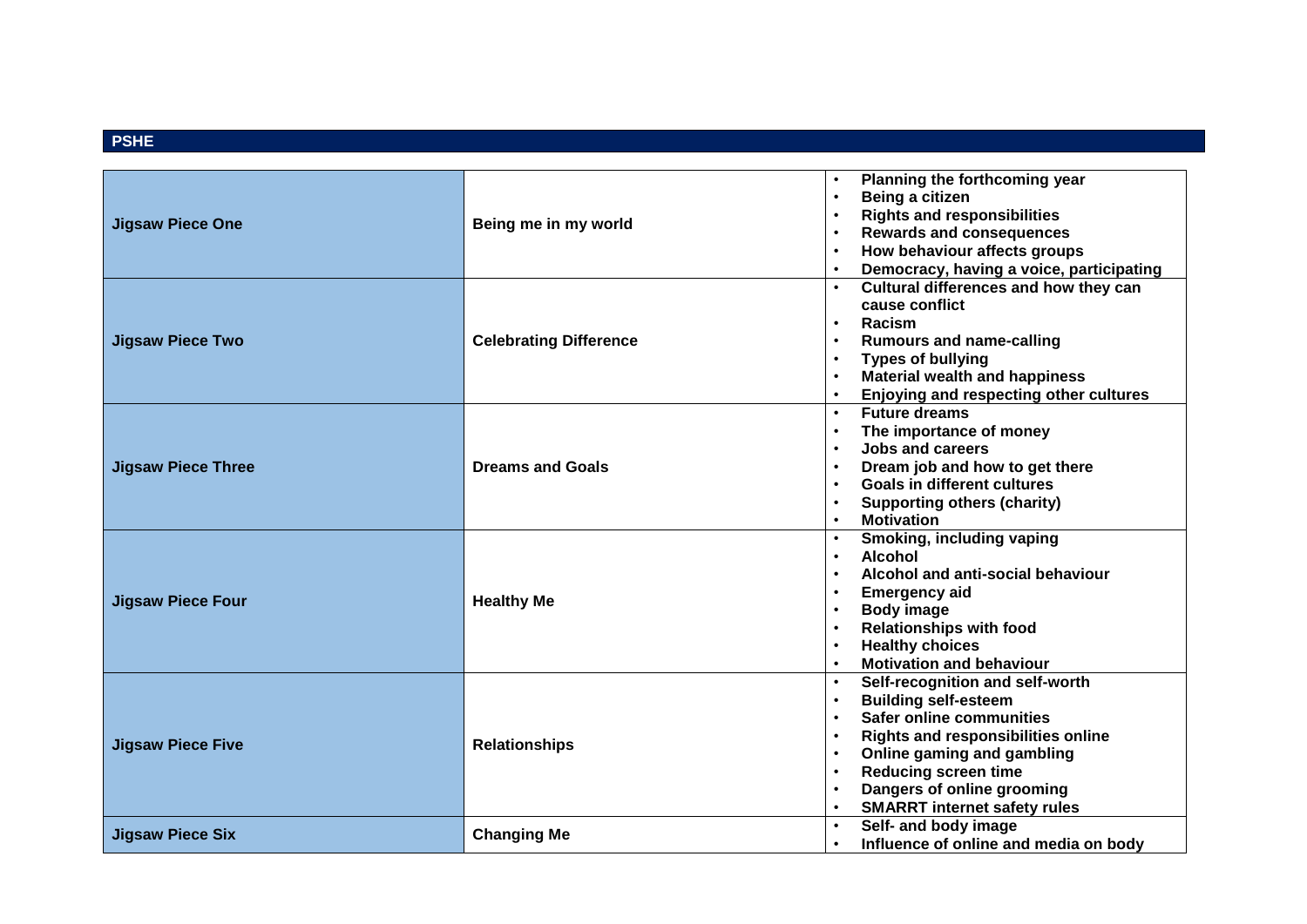## PSHE

| | | |
|---|---|---|
| **Jigsaw Piece One** | **Being me in my world** | • **Planning the forthcoming year**<br>• **Being a citizen**<br>• **Rights and responsibilities**<br>• **Rewards and consequences**<br>• **How behaviour affects groups**<br>• **Democracy, having a voice, participating** |
| **Jigsaw Piece Two** | **Celebrating Difference** | • **Cultural differences and how they can cause conflict**<br>• **Racism**<br>• **Rumours and name-calling**<br>• **Types of bullying**<br>• **Material wealth and happiness**<br>• **Enjoying and respecting other cultures** |
| **Jigsaw Piece Three** | **Dreams and Goals** | • **Future dreams**<br>• **The importance of money**<br>• **Jobs and careers**<br>• **Dream job and how to get there**<br>• **Goals in different cultures**<br>• **Supporting others (charity)**<br>• **Motivation** |
| **Jigsaw Piece Four** | **Healthy Me** | • **Smoking, including vaping**<br>• **Alcohol**<br>• **Alcohol and anti-social behaviour**<br>• **Emergency aid**<br>• **Body image**<br>• **Relationships with food**<br>• **Healthy choices**<br>• **Motivation and behaviour** |
| **Jigsaw Piece Five** | **Relationships** | • **Self-recognition and self-worth**<br>• **Building self-esteem**<br>• **Safer online communities**<br>• **Rights and responsibilities online**<br>• **Online gaming and gambling**<br>• **Reducing screen time**<br>• **Dangers of online grooming**<br>• **SMARRT internet safety rules** |
| **Jigsaw Piece Six** | **Changing Me** | • **Self- and body image**<br>• **Influence of online and media on body** |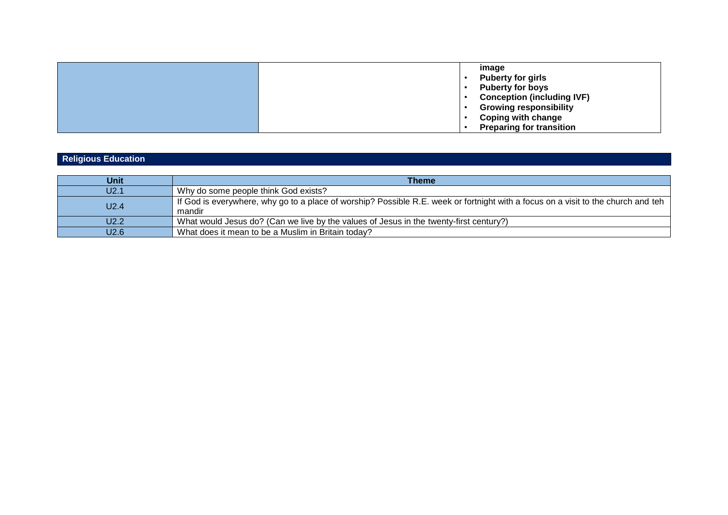| | | |
|---|---|---|
| | | image<br>• **Puberty for girls**<br>• **Puberty for boys**<br>• **Conception (including IVF)**<br>• **Growing responsibility**<br>• **Coping with change**<br>• **Preparing for transition** |

## Religious Education

| Unit | Theme |
|---|---|
| U2.1 | Why do some people think God exists? |
| U2.4 | If God is everywhere, why go to a place of worship? Possible R.E. week or fortnight with a focus on a visit to the church and teh mandir |
| U2.2 | What would Jesus do? (Can we live by the values of Jesus in the twenty-first century?) |
| U2.6 | What does it mean to be a Muslim in Britain today? |